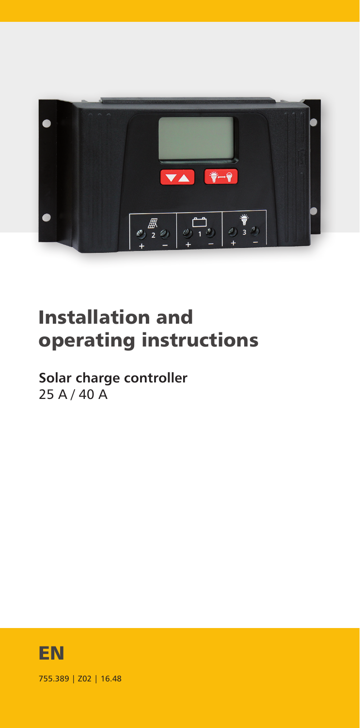# Installation and operating instructions

**Solar charge controller**
25 A / 40 A

**EN**

755.389 | Z02 | 16.48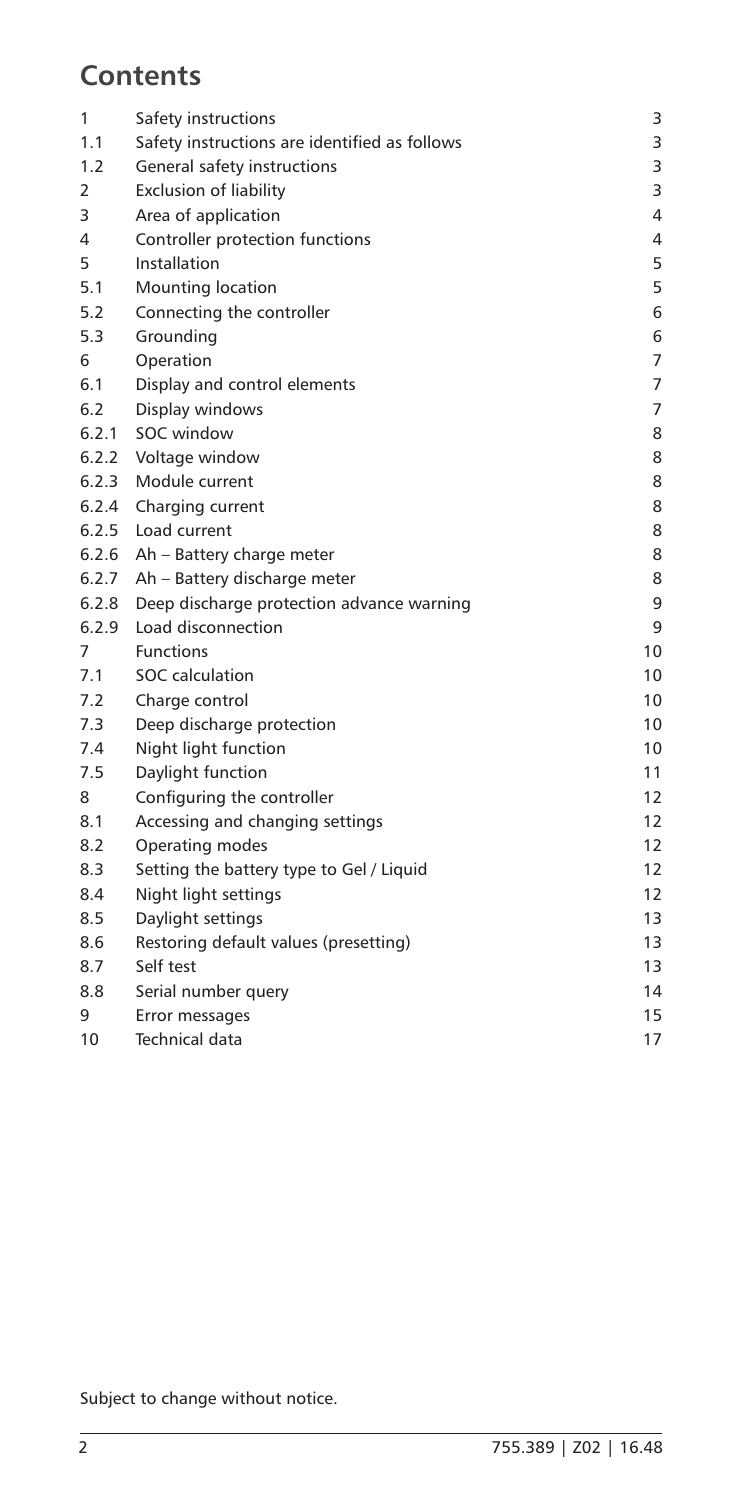# Contents

| | | |
|---|---|---|
| 1 | Safety instructions | 3 |
| 1.1 | Safety instructions are identified as follows | 3 |
| 1.2 | General safety instructions | 3 |
| 2 | Exclusion of liability | 3 |
| 3 | Area of application | 4 |
| 4 | Controller protection functions | 4 |
| 5 | Installation | 5 |
| 5.1 | Mounting location | 5 |
| 5.2 | Connecting the controller | 6 |
| 5.3 | Grounding | 6 |
| 6 | Operation | 7 |
| 6.1 | Display and control elements | 7 |
| 6.2 | Display windows | 7 |
| 6.2.1 | SOC window | 8 |
| 6.2.2 | Voltage window | 8 |
| 6.2.3 | Module current | 8 |
| 6.2.4 | Charging current | 8 |
| 6.2.5 | Load current | 8 |
| 6.2.6 | Ah – Battery charge meter | 8 |
| 6.2.7 | Ah – Battery discharge meter | 8 |
| 6.2.8 | Deep discharge protection advance warning | 9 |
| 6.2.9 | Load disconnection | 9 |
| 7 | Functions | 10 |
| 7.1 | SOC calculation | 10 |
| 7.2 | Charge control | 10 |
| 7.3 | Deep discharge protection | 10 |
| 7.4 | Night light function | 10 |
| 7.5 | Daylight function | 11 |
| 8 | Configuring the controller | 12 |
| 8.1 | Accessing and changing settings | 12 |
| 8.2 | Operating modes | 12 |
| 8.3 | Setting the battery type to Gel / Liquid | 12 |
| 8.4 | Night light settings | 12 |
| 8.5 | Daylight settings | 13 |
| 8.6 | Restoring default values (presetting) | 13 |
| 8.7 | Self test | 13 |
| 8.8 | Serial number query | 14 |
| 9 | Error messages | 15 |
| 10 | Technical data | 17 |

Subject to change without notice.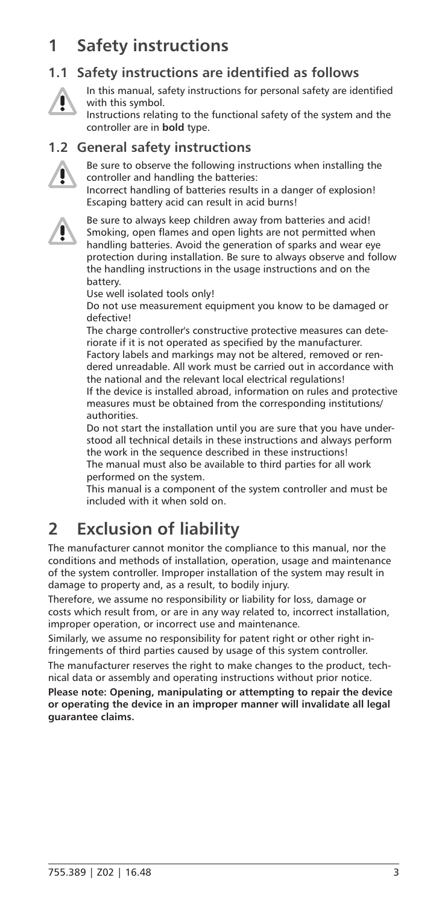# 1 Safety instructions

## 1.1 Safety instructions are identified as follows

In this manual, safety instructions for personal safety are identified with this symbol.

Instructions relating to the functional safety of the system and the controller are in **bold** type.

## 1.2 General safety instructions

Be sure to observe the following instructions when installing the controller and handling the batteries:

Incorrect handling of batteries results in a danger of explosion! Escaping battery acid can result in acid burns!

Be sure to always keep children away from batteries and acid! Smoking, open flames and open lights are not permitted when handling batteries. Avoid the generation of sparks and wear eye protection during installation. Be sure to always observe and follow the handling instructions in the usage instructions and on the battery.

Use well isolated tools only!

Do not use measurement equipment you know to be damaged or defective!

The charge controller's constructive protective measures can deteriorate if it is not operated as specified by the manufacturer. Factory labels and markings may not be altered, removed or rendered unreadable. All work must be carried out in accordance with the national and the relevant local electrical regulations!

If the device is installed abroad, information on rules and protective measures must be obtained from the corresponding institutions/ authorities.

Do not start the installation until you are sure that you have understood all technical details in these instructions and always perform the work in the sequence described in these instructions!

The manual must also be available to third parties for all work performed on the system.

This manual is a component of the system controller and must be included with it when sold on.

# 2 Exclusion of liability

The manufacturer cannot monitor the compliance to this manual, nor the conditions and methods of installation, operation, usage and maintenance of the system controller. Improper installation of the system may result in damage to property and, as a result, to bodily injury.

Therefore, we assume no responsibility or liability for loss, damage or costs which result from, or are in any way related to, incorrect installation, improper operation, or incorrect use and maintenance.

Similarly, we assume no responsibility for patent right or other right infringements of third parties caused by usage of this system controller.

The manufacturer reserves the right to make changes to the product, technical data or assembly and operating instructions without prior notice.

**Please note: Opening, manipulating or attempting to repair the device or operating the device in an improper manner will invalidate all legal guarantee claims.**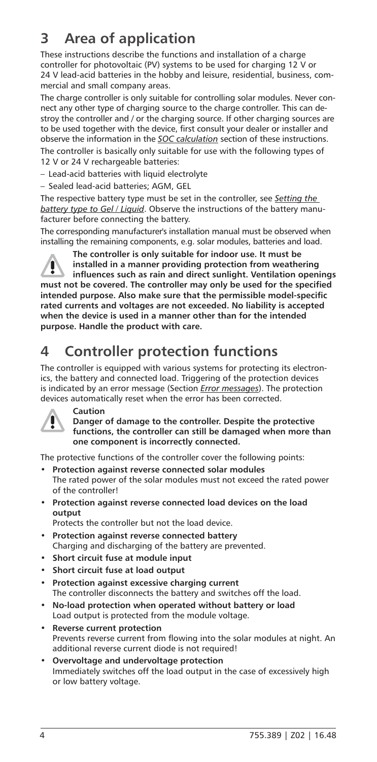# 3 Area of application

These instructions describe the functions and installation of a charge controller for photovoltaic (PV) systems to be used for charging 12 V or 24 V lead-acid batteries in the hobby and leisure, residential, business, commercial and small company areas.

The charge controller is only suitable for controlling solar modules. Never connect any other type of charging source to the charge controller. This can destroy the controller and / or the charging source. If other charging sources are to be used together with the device, first consult your dealer or installer and observe the information in the *SOC calculation* section of these instructions.

The controller is basically only suitable for use with the following types of 12 V or 24 V rechargeable batteries:

- Lead-acid batteries with liquid electrolyte
- Sealed lead-acid batteries; AGM, GEL

The respective battery type must be set in the controller, see *Setting the battery type to Gel / Liquid*. Observe the instructions of the battery manufacturer before connecting the battery.

The corresponding manufacturer's installation manual must be observed when installing the remaining components, e.g. solar modules, batteries and load.

**The controller is only suitable for indoor use. It must be installed in a manner providing protection from weathering influences such as rain and direct sunlight. Ventilation openings must not be covered. The controller may only be used for the specified intended purpose. Also make sure that the permissible model-specific rated currents and voltages are not exceeded. No liability is accepted when the device is used in a manner other than for the intended purpose. Handle the product with care.**

# 4 Controller protection functions

The controller is equipped with various systems for protecting its electronics, the battery and connected load. Triggering of the protection devices is indicated by an error message (Section *Error messages*). The protection devices automatically reset when the error has been corrected.

**Caution**
**Danger of damage to the controller. Despite the protective functions, the controller can still be damaged when more than one component is incorrectly connected.**

The protective functions of the controller cover the following points:

- **Protection against reverse connected solar modules**
  The rated power of the solar modules must not exceed the rated power of the controller!
- **Protection against reverse connected load devices on the load output**
  Protects the controller but not the load device.
- **Protection against reverse connected battery**
  Charging and discharging of the battery are prevented.
- **Short circuit fuse at module input**
- **Short circuit fuse at load output**
- **Protection against excessive charging current**
  The controller disconnects the battery and switches off the load.
- **No-load protection when operated without battery or load**
  Load output is protected from the module voltage.
- **Reverse current protection**
  Prevents reverse current from flowing into the solar modules at night. An additional reverse current diode is not required!
- **Overvoltage and undervoltage protection**
  Immediately switches off the load output in the case of excessively high or low battery voltage.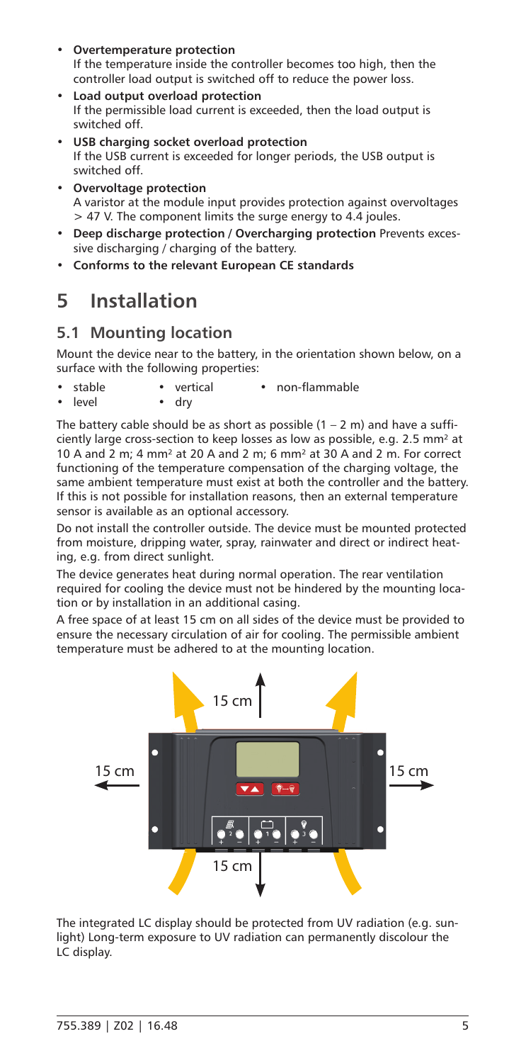- **Overtemperature protection**
  If the temperature inside the controller becomes too high, then the controller load output is switched off to reduce the power loss.
- **Load output overload protection**
  If the permissible load current is exceeded, then the load output is switched off.
- **USB charging socket overload protection**
  If the USB current is exceeded for longer periods, the USB output is switched off.
- **Overvoltage protection**
  A varistor at the module input provides protection against overvoltages > 47 V. The component limits the surge energy to 4.4 joules.
- **Deep discharge protection / Overcharging protection** Prevents excessive discharging / charging of the battery.
- **Conforms to the relevant European CE standards**

# 5 Installation

## 5.1 Mounting location

Mount the device near to the battery, in the orientation shown below, on a surface with the following properties:

- stable
- level
- vertical
- dry
- non-flammable

The battery cable should be as short as possible (1 – 2 m) and have a sufficiently large cross-section to keep losses as low as possible, e.g. 2.5 mm² at 10 A and 2 m; 4 mm² at 20 A and 2 m; 6 mm² at 30 A and 2 m. For correct functioning of the temperature compensation of the charging voltage, the same ambient temperature must exist at both the controller and the battery. If this is not possible for installation reasons, then an external temperature sensor is available as an optional accessory.

Do not install the controller outside. The device must be mounted protected from moisture, dripping water, spray, rainwater and direct or indirect heating, e.g. from direct sunlight.

The device generates heat during normal operation. The rear ventilation required for cooling the device must not be hindered by the mounting location or by installation in an additional casing.

A free space of at least 15 cm on all sides of the device must be provided to ensure the necessary circulation of air for cooling. The permissible ambient temperature must be adhered to at the mounting location.

The integrated LC display should be protected from UV radiation (e.g. sunlight) Long-term exposure to UV radiation can permanently discolour the LC display.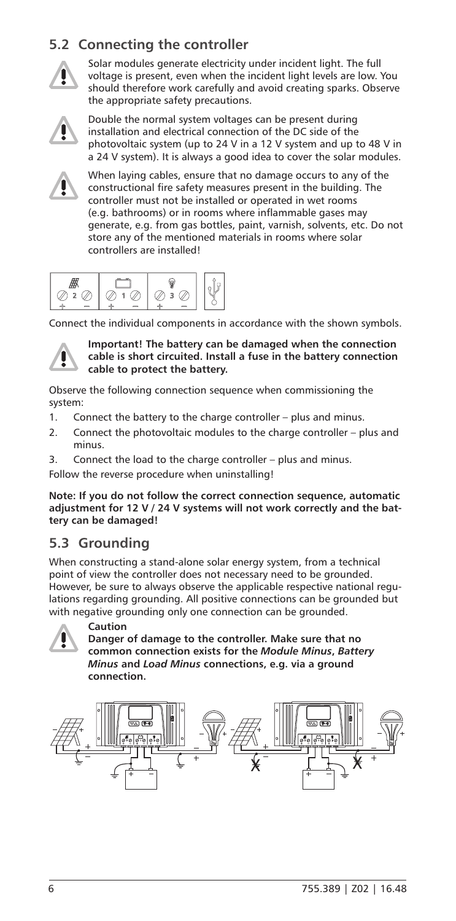## 5.2 Connecting the controller

Solar modules generate electricity under incident light. The full voltage is present, even when the incident light levels are low. You should therefore work carefully and avoid creating sparks. Observe the appropriate safety precautions.

Double the normal system voltages can be present during installation and electrical connection of the DC side of the photovoltaic system (up to 24 V in a 12 V system and up to 48 V in a 24 V system). It is always a good idea to cover the solar modules.

When laying cables, ensure that no damage occurs to any of the constructional fire safety measures present in the building. The controller must not be installed or operated in wet rooms (e.g. bathrooms) or in rooms where inflammable gases may generate, e.g. from gas bottles, paint, varnish, solvents, etc. Do not store any of the mentioned materials in rooms where solar controllers are installed!

Connect the individual components in accordance with the shown symbols.

**Important! The battery can be damaged when the connection cable is short circuited. Install a fuse in the battery connection cable to protect the battery.**

Observe the following connection sequence when commissioning the system:

1. Connect the battery to the charge controller – plus and minus.
2. Connect the photovoltaic modules to the charge controller – plus and minus.
3. Connect the load to the charge controller – plus and minus.

Follow the reverse procedure when uninstalling!

**Note: If you do not follow the correct connection sequence, automatic adjustment for 12 V / 24 V systems will not work correctly and the battery can be damaged!**

## 5.3 Grounding

When constructing a stand-alone solar energy system, from a technical point of view the controller does not necessary need to be grounded. However, be sure to always observe the applicable respective national regulations regarding grounding. All positive connections can be grounded but with negative grounding only one connection can be grounded.

**Caution**

**Danger of damage to the controller. Make sure that no common connection exists for the *Module Minus*, *Battery Minus* and *Load Minus* connections, e.g. via a ground connection.**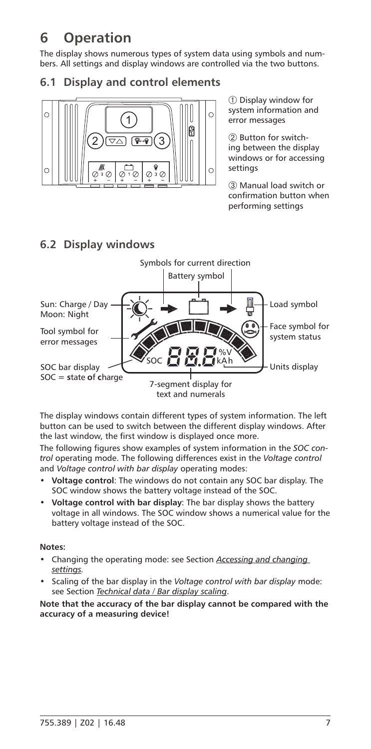# 6 Operation

The display shows numerous types of system data using symbols and numbers. All settings and display windows are controlled via the two buttons.

## 6.1 Display and control elements

① Display window for system information and error messages

② Button for switching between the display windows or for accessing settings

③ Manual load switch or confirmation button when performing settings

## 6.2 Display windows

Symbols for current direction

Battery symbol

Sun: Charge / Day
Moon: Night

Load symbol

Tool symbol for error messages

Face symbol for system status

SOC bar display
SOC = **s**tate **o**f **c**harge

Units display

7-segment display for text and numerals

The display windows contain different types of system information. The left button can be used to switch between the different display windows. After the last window, the first window is displayed once more.

The following figures show examples of system information in the *SOC control* operating mode. The following differences exist in the *Voltage control* and *Voltage control with bar display* operating modes:

- **Voltage control**: The windows do not contain any SOC bar display. The SOC window shows the battery voltage instead of the SOC.
- **Voltage control with bar display**: The bar display shows the battery voltage in all windows. The SOC window shows a numerical value for the battery voltage instead of the SOC.

**Notes:**

- Changing the operating mode: see Section *Accessing and changing settings*.
- Scaling of the bar display in the *Voltage control with bar display* mode: see Section *Technical data* / *Bar display scaling*.

**Note that the accuracy of the bar display cannot be compared with the accuracy of a measuring device!**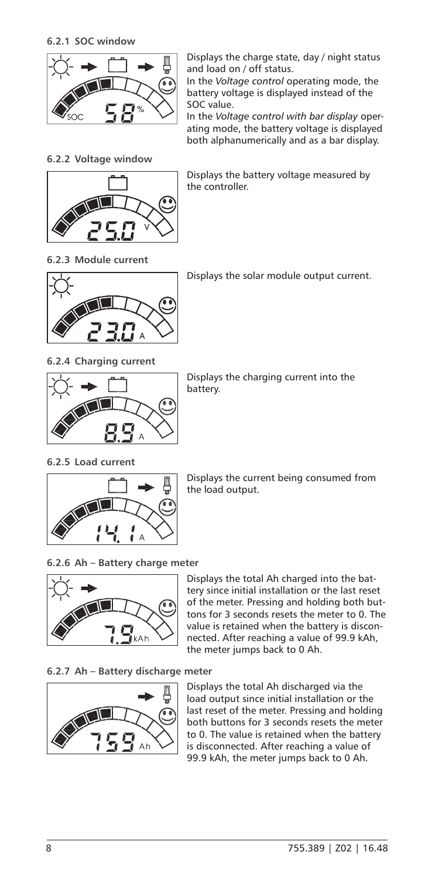#### 6.2.1 SOC window

Displays the charge state, day / night status and load on / off status.

In the *Voltage control* operating mode, the battery voltage is displayed instead of the SOC value.

In the *Voltage control with bar display* operating mode, the battery voltage is displayed both alphanumerically and as a bar display.

#### 6.2.2 Voltage window

Displays the battery voltage measured by the controller.

#### 6.2.3 Module current

Displays the solar module output current.

#### 6.2.4 Charging current

Displays the charging current into the battery.

#### 6.2.5 Load current

Displays the current being consumed from the load output.

#### 6.2.6 Ah – Battery charge meter

Displays the total Ah charged into the battery since initial installation or the last reset of the meter. Pressing and holding both buttons for 3 seconds resets the meter to 0. The value is retained when the battery is disconnected. After reaching a value of 99.9 kAh, the meter jumps back to 0 Ah.

#### 6.2.7 Ah – Battery discharge meter

Displays the total Ah discharged via the load output since initial installation or the last reset of the meter. Pressing and holding both buttons for 3 seconds resets the meter to 0. The value is retained when the battery is disconnected. After reaching a value of 99.9 kAh, the meter jumps back to 0 Ah.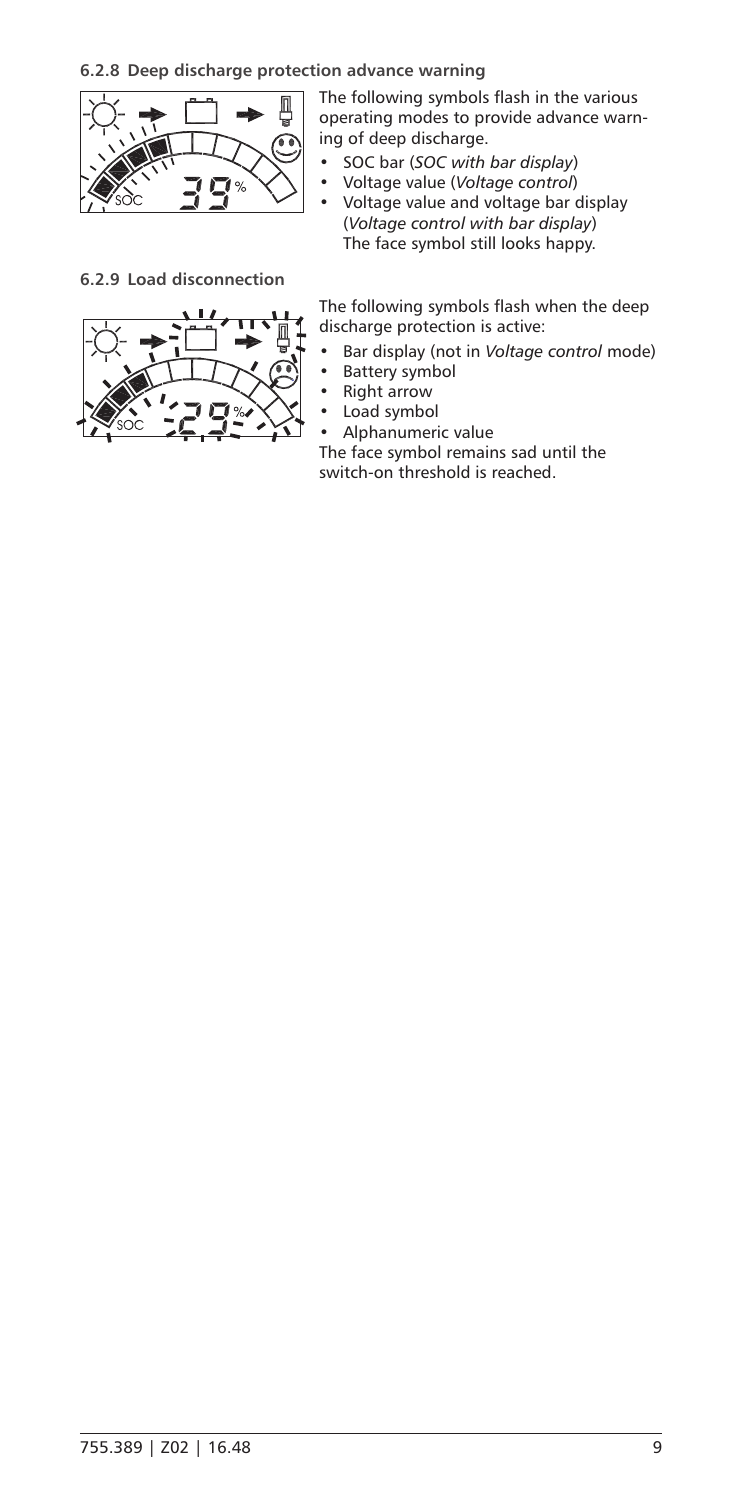### 6.2.8 Deep discharge protection advance warning

The following symbols flash in the various operating modes to provide advance warning of deep discharge.

- SOC bar (*SOC with bar display*)
- Voltage value (*Voltage control*)
- Voltage value and voltage bar display (*Voltage control with bar display*)
  The face symbol still looks happy.

### 6.2.9 Load disconnection

The following symbols flash when the deep discharge protection is active:

- Bar display (not in *Voltage control* mode)
- Battery symbol
- Right arrow
- Load symbol
- Alphanumeric value

The face symbol remains sad until the switch-on threshold is reached.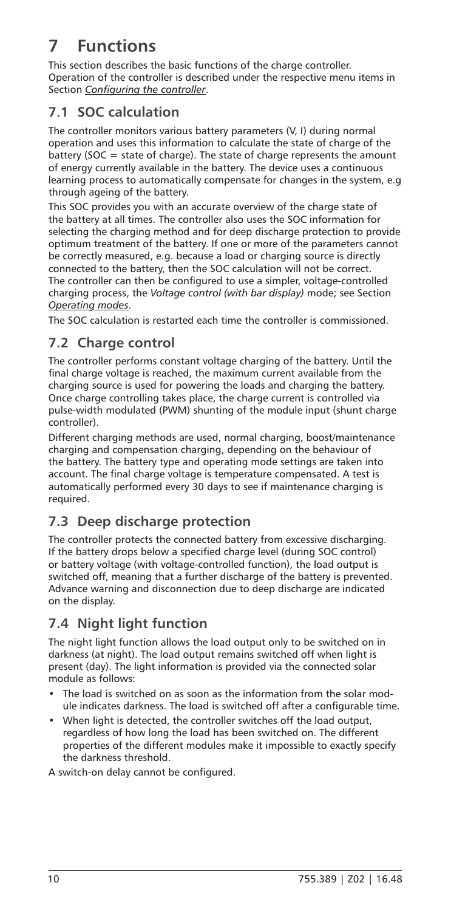# 7 Functions

This section describes the basic functions of the charge controller. Operation of the controller is described under the respective menu items in Section *Configuring the controller*.

## 7.1 SOC calculation

The controller monitors various battery parameters (V, I) during normal operation and uses this information to calculate the state of charge of the battery (SOC = state of charge). The state of charge represents the amount of energy currently available in the battery. The device uses a continuous learning process to automatically compensate for changes in the system, e.g through ageing of the battery.

This SOC provides you with an accurate overview of the charge state of the battery at all times. The controller also uses the SOC information for selecting the charging method and for deep discharge protection to provide optimum treatment of the battery. If one or more of the parameters cannot be correctly measured, e.g. because a load or charging source is directly connected to the battery, then the SOC calculation will not be correct. The controller can then be configured to use a simpler, voltage-controlled charging process, the *Voltage control (with bar display)* mode; see Section *Operating modes*.

The SOC calculation is restarted each time the controller is commissioned.

## 7.2 Charge control

The controller performs constant voltage charging of the battery. Until the final charge voltage is reached, the maximum current available from the charging source is used for powering the loads and charging the battery. Once charge controlling takes place, the charge current is controlled via pulse-width modulated (PWM) shunting of the module input (shunt charge controller).

Different charging methods are used, normal charging, boost/maintenance charging and compensation charging, depending on the behaviour of the battery. The battery type and operating mode settings are taken into account. The final charge voltage is temperature compensated. A test is automatically performed every 30 days to see if maintenance charging is required.

## 7.3 Deep discharge protection

The controller protects the connected battery from excessive discharging. If the battery drops below a specified charge level (during SOC control) or battery voltage (with voltage-controlled function), the load output is switched off, meaning that a further discharge of the battery is prevented. Advance warning and disconnection due to deep discharge are indicated on the display.

## 7.4 Night light function

The night light function allows the load output only to be switched on in darkness (at night). The load output remains switched off when light is present (day). The light information is provided via the connected solar module as follows:

- The load is switched on as soon as the information from the solar module indicates darkness. The load is switched off after a configurable time.
- When light is detected, the controller switches off the load output, regardless of how long the load has been switched on. The different properties of the different modules make it impossible to exactly specify the darkness threshold.

A switch-on delay cannot be configured.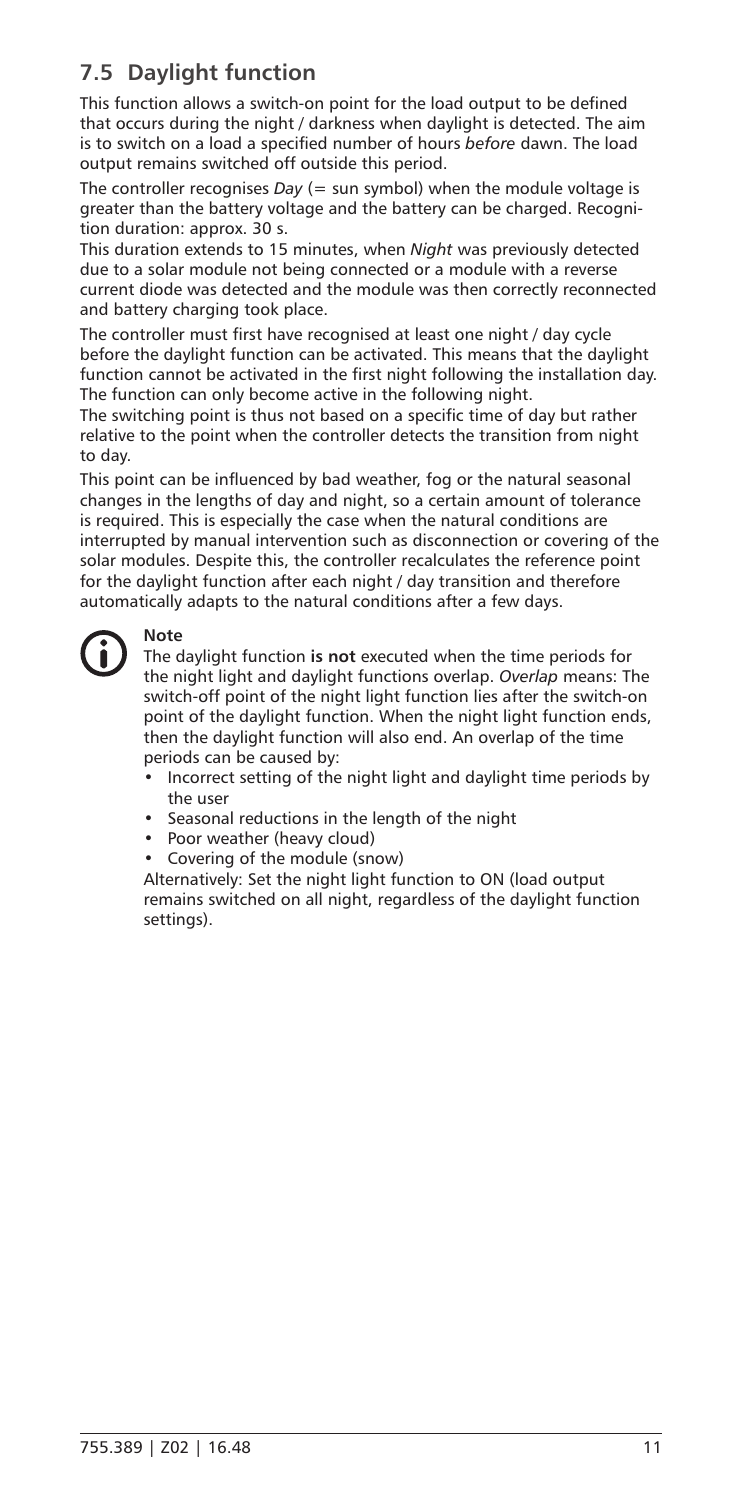## 7.5 Daylight function

This function allows a switch-on point for the load output to be defined that occurs during the night / darkness when daylight is detected. The aim is to switch on a load a specified number of hours *before* dawn. The load output remains switched off outside this period.

The controller recognises *Day* (= sun symbol) when the module voltage is greater than the battery voltage and the battery can be charged. Recognition duration: approx. 30 s.

This duration extends to 15 minutes, when *Night* was previously detected due to a solar module not being connected or a module with a reverse current diode was detected and the module was then correctly reconnected and battery charging took place.

The controller must first have recognised at least one night / day cycle before the daylight function can be activated. This means that the daylight function cannot be activated in the first night following the installation day. The function can only become active in the following night.

The switching point is thus not based on a specific time of day but rather relative to the point when the controller detects the transition from night to day.

This point can be influenced by bad weather, fog or the natural seasonal changes in the lengths of day and night, so a certain amount of tolerance is required. This is especially the case when the natural conditions are interrupted by manual intervention such as disconnection or covering of the solar modules. Despite this, the controller recalculates the reference point for the daylight function after each night / day transition and therefore automatically adapts to the natural conditions after a few days.

**Note**

The daylight function **is not** executed when the time periods for the night light and daylight functions overlap. *Overlap* means: The switch-off point of the night light function lies after the switch-on point of the daylight function. When the night light function ends, then the daylight function will also end. An overlap of the time periods can be caused by:

- Incorrect setting of the night light and daylight time periods by the user
- Seasonal reductions in the length of the night
- Poor weather (heavy cloud)
- Covering of the module (snow)

Alternatively: Set the night light function to ON (load output remains switched on all night, regardless of the daylight function settings).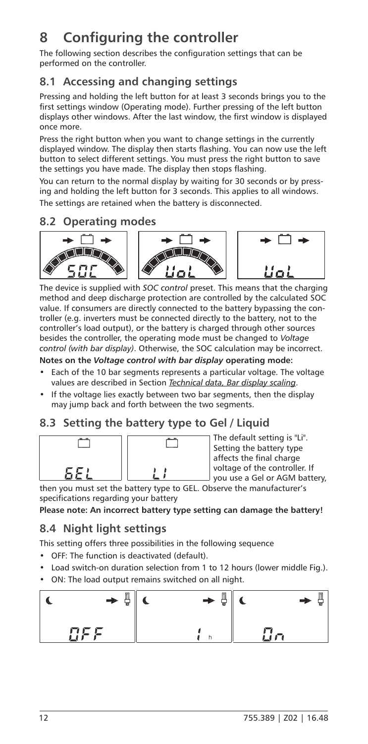# 8 Configuring the controller

The following section describes the configuration settings that can be performed on the controller.

## 8.1 Accessing and changing settings

Pressing and holding the left button for at least 3 seconds brings you to the first settings window (Operating mode). Further pressing of the left button displays other windows. After the last window, the first window is displayed once more.

Press the right button when you want to change settings in the currently displayed window. The display then starts flashing. You can now use the left button to select different settings. You must press the right button to save the settings you have made. The display then stops flashing.

You can return to the normal display by waiting for 30 seconds or by pressing and holding the left button for 3 seconds. This applies to all windows.

The settings are retained when the battery is disconnected.

## 8.2 Operating modes

The device is supplied with *SOC control* preset. This means that the charging method and deep discharge protection are controlled by the calculated SOC value. If consumers are directly connected to the battery bypassing the controller (e.g. inverters must be connected directly to the battery, not to the controller's load output), or the battery is charged through other sources besides the controller, the operating mode must be changed to *Voltage control (with bar display)*. Otherwise, the SOC calculation may be incorrect.

**Notes on the *Voltage control with bar display* operating mode:**

- Each of the 10 bar segments represents a particular voltage. The voltage values are described in Section *Technical data, Bar display scaling*.
- If the voltage lies exactly between two bar segments, then the display may jump back and forth between the two segments.

## 8.3 Setting the battery type to Gel / Liquid

The default setting is "Li". Setting the battery type affects the final charge voltage of the controller. If you use a Gel or AGM battery, then you must set the battery type to GEL. Observe the manufacturer's specifications regarding your battery

**Please note: An incorrect battery type setting can damage the battery!**

## 8.4 Night light settings

This setting offers three possibilities in the following sequence

- OFF: The function is deactivated (default).
- Load switch-on duration selection from 1 to 12 hours (lower middle Fig.).
- ON: The load output remains switched on all night.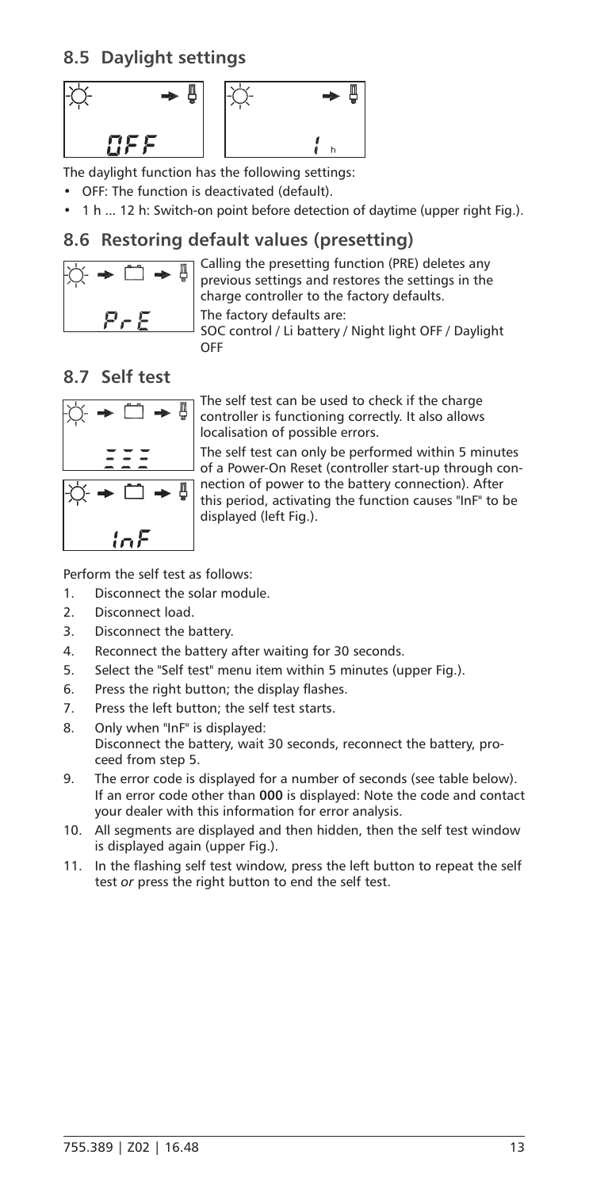## 8.5 Daylight settings

The daylight function has the following settings:

- OFF: The function is deactivated (default).
- 1 h ... 12 h: Switch-on point before detection of daytime (upper right Fig.).

## 8.6 Restoring default values (presetting)

Calling the presetting function (PRE) deletes any previous settings and restores the settings in the charge controller to the factory defaults.

The factory defaults are:

SOC control / Li battery / Night light OFF / Daylight OFF

## 8.7 Self test

The self test can be used to check if the charge controller is functioning correctly. It also allows localisation of possible errors.

The self test can only be performed within 5 minutes of a Power-On Reset (controller start-up through connection of power to the battery connection). After this period, activating the function causes "InF" to be displayed (left Fig.).

Perform the self test as follows:

1. Disconnect the solar module.
2. Disconnect load.
3. Disconnect the battery.
4. Reconnect the battery after waiting for 30 seconds.
5. Select the "Self test" menu item within 5 minutes (upper Fig.).
6. Press the right button; the display flashes.
7. Press the left button; the self test starts.
8. Only when "InF" is displayed:
   Disconnect the battery, wait 30 seconds, reconnect the battery, proceed from step 5.
9. The error code is displayed for a number of seconds (see table below). If an error code other than **000** is displayed: Note the code and contact your dealer with this information for error analysis.
10. All segments are displayed and then hidden, then the self test window is displayed again (upper Fig.).
11. In the flashing self test window, press the left button to repeat the self test *or* press the right button to end the self test.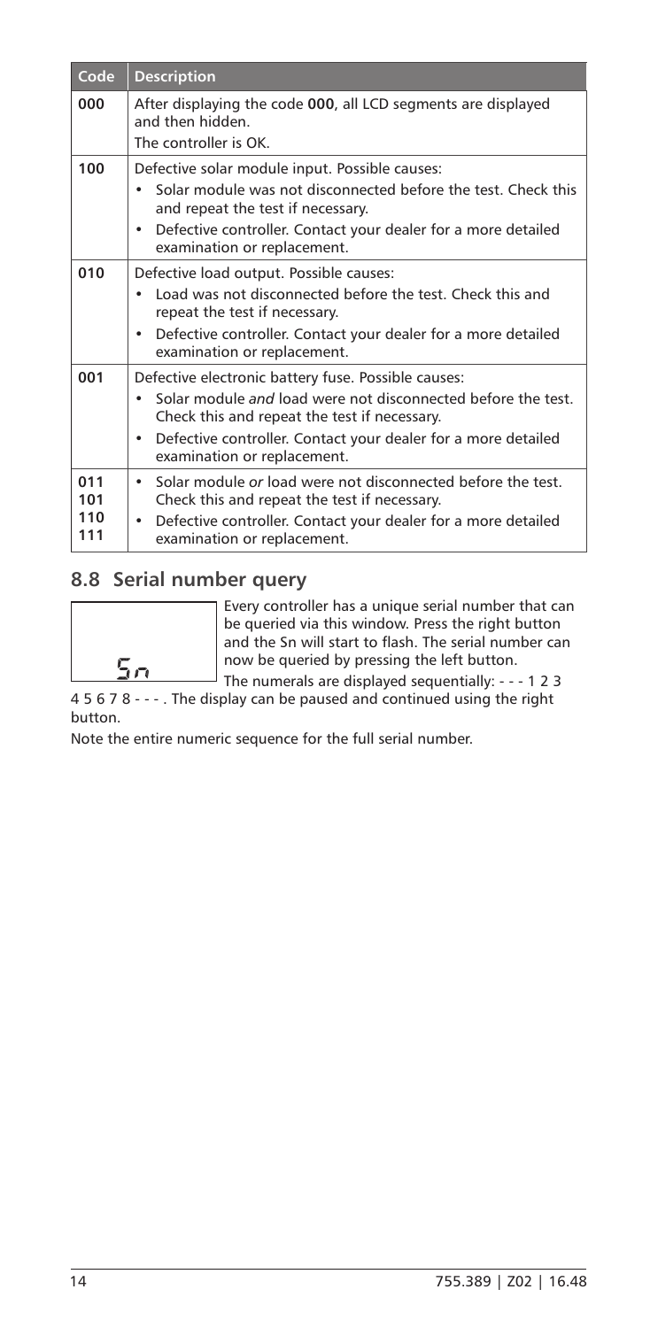| Code | Description |
| --- | --- |
| **000** | After displaying the code **000**, all LCD segments are displayed and then hidden.<br>The controller is OK. |
| **100** | Defective solar module input. Possible causes:<br>• Solar module was not disconnected before the test. Check this and repeat the test if necessary.<br>• Defective controller. Contact your dealer for a more detailed examination or replacement. |
| **010** | Defective load output. Possible causes:<br>• Load was not disconnected before the test. Check this and repeat the test if necessary.<br>• Defective controller. Contact your dealer for a more detailed examination or replacement. |
| **001** | Defective electronic battery fuse. Possible causes:<br>• Solar module *and* load were not disconnected before the test. Check this and repeat the test if necessary.<br>• Defective controller. Contact your dealer for a more detailed examination or replacement. |
| **011**<br>**101**<br>**110**<br>**111** | • Solar module *or* load were not disconnected before the test. Check this and repeat the test if necessary.<br>• Defective controller. Contact your dealer for a more detailed examination or replacement. |

## 8.8 Serial number query

Sn

Every controller has a unique serial number that can be queried via this window. Press the right button and the Sn will start to flash. The serial number can now be queried by pressing the left button.

The numerals are displayed sequentially: - - - 1 2 3 4 5 6 7 8 - - - . The display can be paused and continued using the right button.

Note the entire numeric sequence for the full serial number.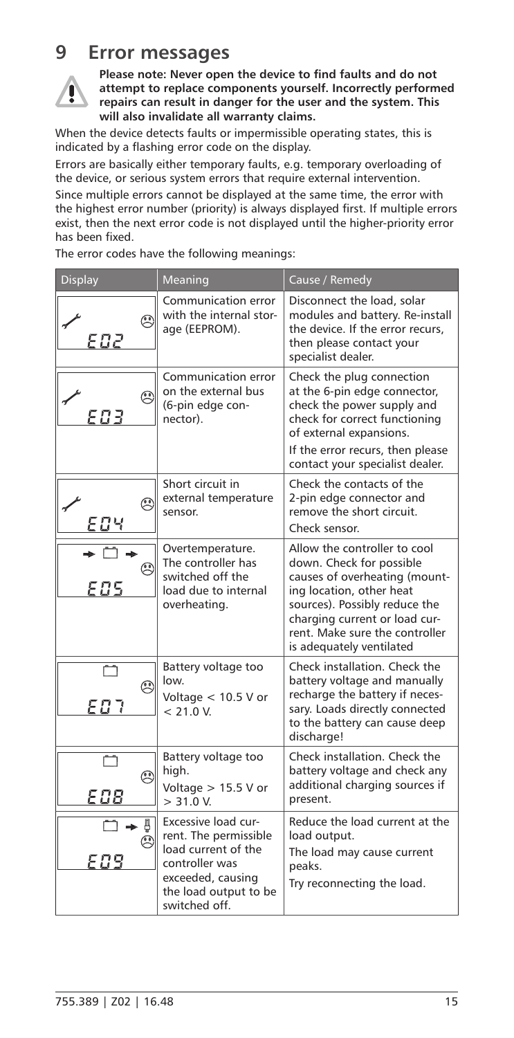# 9 Error messages

**Please note: Never open the device to find faults and do not attempt to replace components yourself. Incorrectly performed repairs can result in danger for the user and the system. This will also invalidate all warranty claims.**

When the device detects faults or impermissible operating states, this is indicated by a flashing error code on the display.

Errors are basically either temporary faults, e.g. temporary overloading of the device, or serious system errors that require external intervention.

Since multiple errors cannot be displayed at the same time, the error with the highest error number (priority) is always displayed first. If multiple errors exist, then the next error code is not displayed until the higher-priority error has been fixed.

The error codes have the following meanings:

| Display | Meaning | Cause / Remedy |
|---|---|---|
| E02 | Communication error with the internal storage (EEPROM). | Disconnect the load, solar modules and battery. Re-install the device. If the error recurs, then please contact your specialist dealer. |
| E03 | Communication error on the external bus (6-pin edge connector). | Check the plug connection at the 6-pin edge connector, check the power supply and check for correct functioning of external expansions.<br>If the error recurs, then please contact your specialist dealer. |
| E04 | Short circuit in external temperature sensor. | Check the contacts of the 2-pin edge connector and remove the short circuit.<br>Check sensor. |
| E05 | Overtemperature. The controller has switched off the load due to internal overheating. | Allow the controller to cool down. Check for possible causes of overheating (mounting location, other heat sources). Possibly reduce the charging current or load current. Make sure the controller is adequately ventilated |
| E07 | Battery voltage too low.<br>Voltage < 10.5 V or < 21.0 V. | Check installation. Check the battery voltage and manually recharge the battery if necessary. Loads directly connected to the battery can cause deep discharge! |
| E08 | Battery voltage too high.<br>Voltage > 15.5 V or > 31.0 V. | Check installation. Check the battery voltage and check any additional charging sources if present. |
| E09 | Excessive load current. The permissible load current of the controller was exceeded, causing the load output to be switched off. | Reduce the load current at the load output.<br>The load may cause current peaks.<br>Try reconnecting the load. |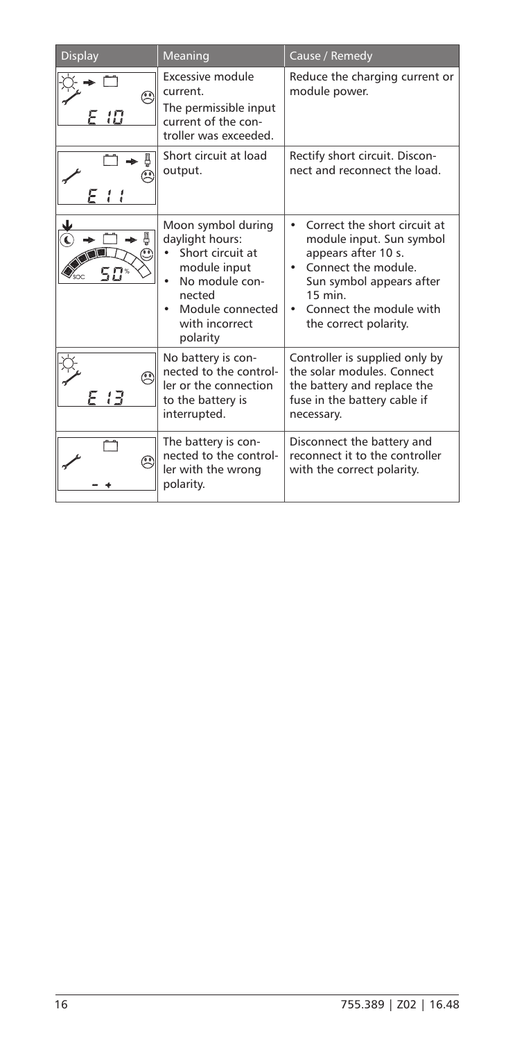| Display | Meaning | Cause / Remedy |
|---|---|---|
| E 10 | Excessive module current. The permissible input current of the controller was exceeded. | Reduce the charging current or module power. |
| E 11 | Short circuit at load output. | Rectify short circuit. Disconnect and reconnect the load. |
| 50 % SOC | Moon symbol during daylight hours: • Short circuit at module input • No module connected • Module connected with incorrect polarity | • Correct the short circuit at module input. Sun symbol appears after 10 s. • Connect the module. Sun symbol appears after 15 min. • Connect the module with the correct polarity. |
| E 13 | No battery is connected to the controller or the connection to the battery is interrupted. | Controller is supplied only by the solar modules. Connect the battery and replace the fuse in the battery cable if necessary. |
| − + | The battery is connected to the controller with the wrong polarity. | Disconnect the battery and reconnect it to the controller with the correct polarity. |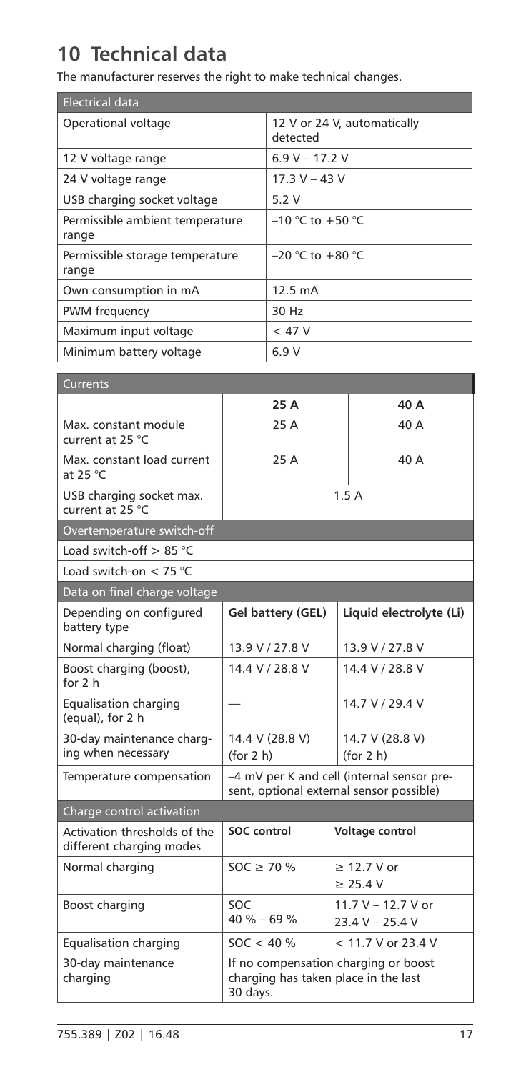# 10 Technical data

The manufacturer reserves the right to make technical changes.

| Electrical data | |
|---|---|
| Operational voltage | 12 V or 24 V, automatically detected |
| 12 V voltage range | 6.9 V – 17.2 V |
| 24 V voltage range | 17.3 V – 43 V |
| USB charging socket voltage | 5.2 V |
| Permissible ambient temperature range | –10 °C to +50 °C |
| Permissible storage temperature range | –20 °C to +80 °C |
| Own consumption in mA | 12.5 mA |
| PWM frequency | 30 Hz |
| Maximum input voltage | < 47 V |
| Minimum battery voltage | 6.9 V |

| Currents | | |
|---|---|---|
| | **25 A** | **40 A** |
| Max. constant module current at 25 °C | 25 A | 40 A |
| Max. constant load current at 25 °C | 25 A | 40 A |
| USB charging socket max. current at 25 °C | 1.5 A | |
| **Overtemperature switch-off** | | |
| Load switch-off > 85 °C | | |
| Load switch-on < 75 °C | | |
| **Data on final charge voltage** | | |
| Depending on configured battery type | **Gel battery (GEL)** | **Liquid electrolyte (Li)** |
| Normal charging (float) | 13.9 V / 27.8 V | 13.9 V / 27.8 V |
| Boost charging (boost), for 2 h | 14.4 V / 28.8 V | 14.4 V / 28.8 V |
| Equalisation charging (equal), for 2 h | — | 14.7 V / 29.4 V |
| 30-day maintenance charging when necessary | 14.4 V (28.8 V) (for 2 h) | 14.7 V (28.8 V) (for 2 h) |
| Temperature compensation | –4 mV per K and cell (internal sensor present, optional external sensor possible) | |
| **Charge control activation** | | |
| Activation thresholds of the different charging modes | **SOC control** | **Voltage control** |
| Normal charging | SOC ≥ 70 % | ≥ 12.7 V or ≥ 25.4 V |
| Boost charging | SOC 40 % – 69 % | 11.7 V – 12.7 V or 23.4 V – 25.4 V |
| Equalisation charging | SOC < 40 % | < 11.7 V or 23.4 V |
| 30-day maintenance charging | If no compensation charging or boost charging has taken place in the last 30 days. | |

755.389 | Z02 | 16.48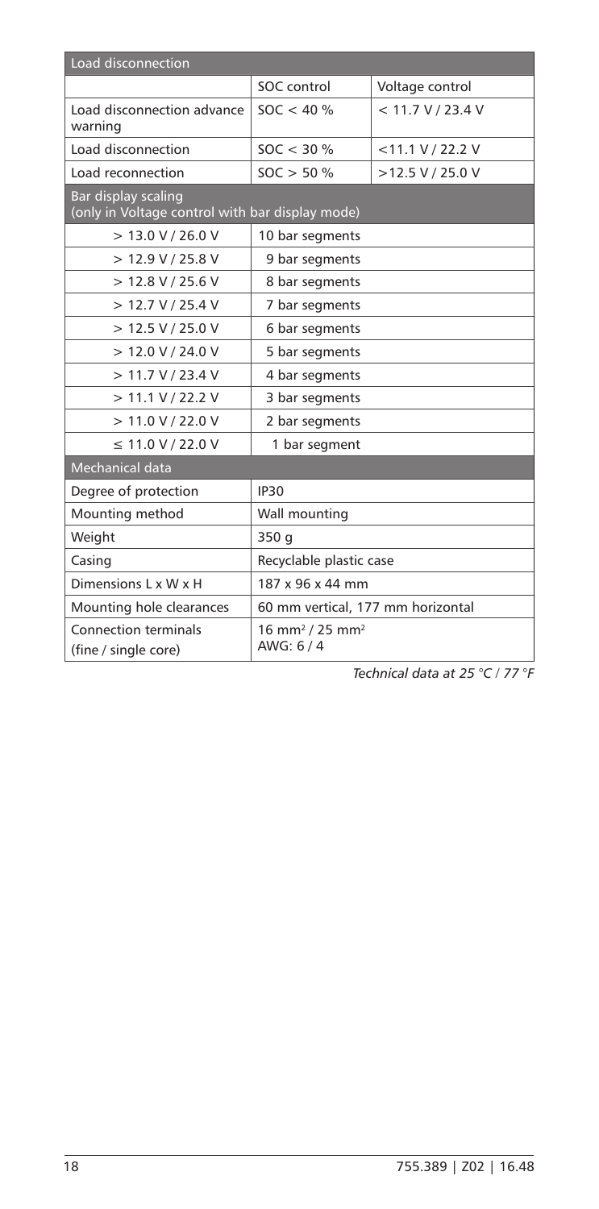| Load disconnection | | |
|---|---|---|
| | SOC control | Voltage control |
| Load disconnection advance warning | SOC < 40 % | < 11.7 V / 23.4 V |
| Load disconnection | SOC < 30 % | <11.1 V / 22.2 V |
| Load reconnection | SOC > 50 % | >12.5 V / 25.0 V |
| **Bar display scaling (only in Voltage control with bar display mode)** | | |
| > 13.0 V / 26.0 V | 10 bar segments | |
| > 12.9 V / 25.8 V | 9 bar segments | |
| > 12.8 V / 25.6 V | 8 bar segments | |
| > 12.7 V / 25.4 V | 7 bar segments | |
| > 12.5 V / 25.0 V | 6 bar segments | |
| > 12.0 V / 24.0 V | 5 bar segments | |
| > 11.7 V / 23.4 V | 4 bar segments | |
| > 11.1 V / 22.2 V | 3 bar segments | |
| > 11.0 V / 22.0 V | 2 bar segments | |
| ≤ 11.0 V / 22.0 V | 1 bar segment | |
| **Mechanical data** | | |
| Degree of protection | IP30 | |
| Mounting method | Wall mounting | |
| Weight | 350 g | |
| Casing | Recyclable plastic case | |
| Dimensions L x W x H | 187 x 96 x 44 mm | |
| Mounting hole clearances | 60 mm vertical, 177 mm horizontal | |
| Connection terminals (fine / single core) | 16 mm² / 25 mm² AWG: 6 / 4 | |

*Technical data at 25 °C / 77 °F*

755.389 | Z02 | 16.48